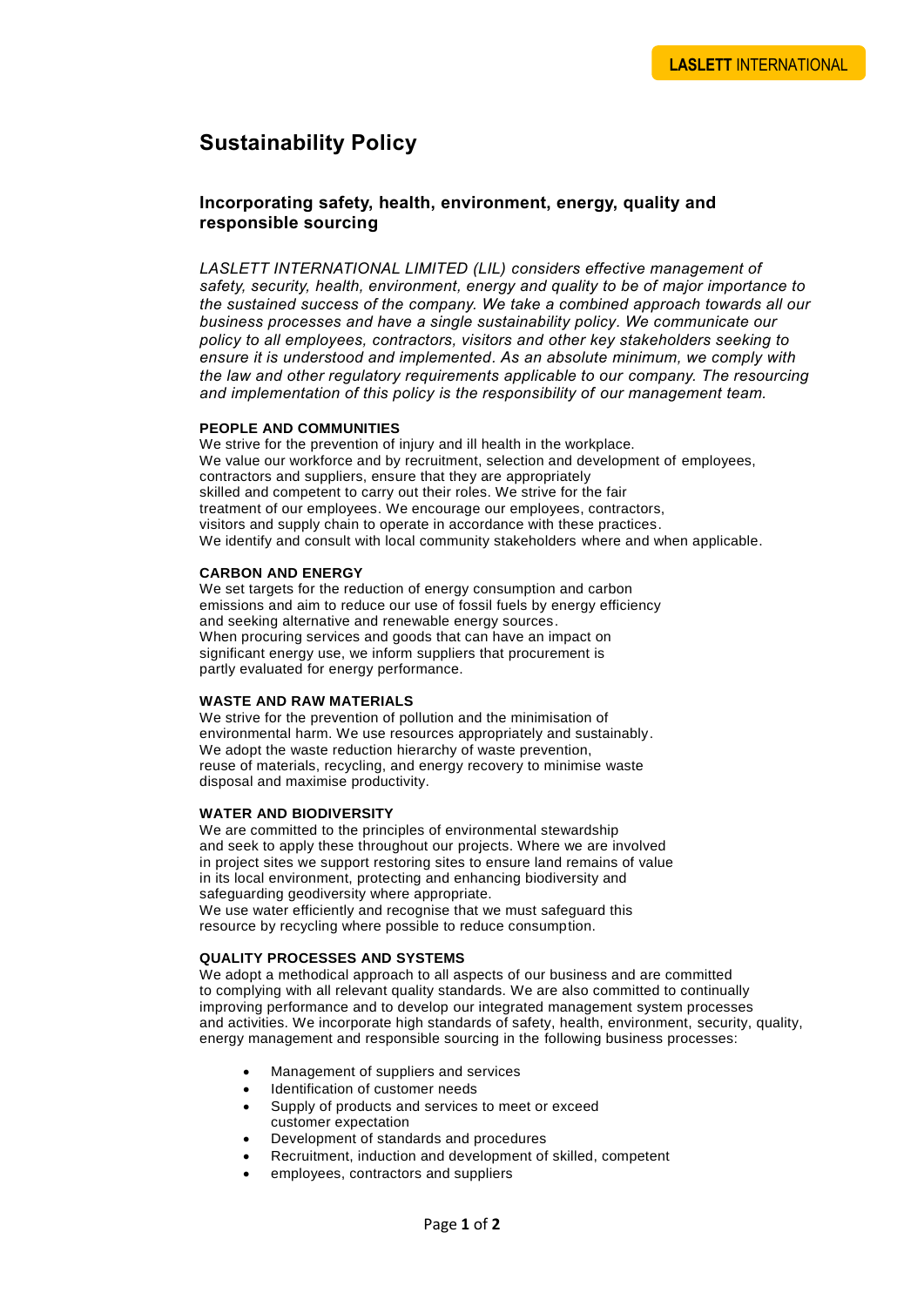**LASLETT** INTERNATIONAL

# Sustainability Policy

## Incorporating safety, health, environment, energy, quality and responsible sourcing

*LASLETT INTERNATIONAL LIMITED (LIL) considers effective management of safety, security, health, environment, energy and quality to be of major importance to the sustained success of the company. We take a combined approach towards all our business processes and have a single sustainability policy. We communicate our policy to all employees, contractors, visitors and other key stakeholders seeking to ensure it is understood and implemented. As an absolute minimum, we comply with the law and other regulatory requirements applicable to our company. The resourcing and implementation of this policy is the responsibility of our management team.*

#### PEOPLE AND COMMUNITIES

We strive for the prevention of injury and ill health in the workplace.
We value our workforce and by recruitment, selection and development of employees, contractors and suppliers, ensure that they are appropriately skilled and competent to carry out their roles. We strive for the fair treatment of our employees. We encourage our employees, contractors, visitors and supply chain to operate in accordance with these practices.
We identify and consult with local community stakeholders where and when applicable.

#### CARBON AND ENERGY

We set targets for the reduction of energy consumption and carbon emissions and aim to reduce our use of fossil fuels by energy efficiency and seeking alternative and renewable energy sources.
When procuring services and goods that can have an impact on significant energy use, we inform suppliers that procurement is partly evaluated for energy performance.

#### WASTE AND RAW MATERIALS

We strive for the prevention of pollution and the minimisation of environmental harm. We use resources appropriately and sustainably.
We adopt the waste reduction hierarchy of waste prevention, reuse of materials, recycling, and energy recovery to minimise waste disposal and maximise productivity.

#### WATER AND BIODIVERSITY

We are committed to the principles of environmental stewardship and seek to apply these throughout our projects. Where we are involved in project sites we support restoring sites to ensure land remains of value in its local environment, protecting and enhancing biodiversity and safeguarding geodiversity where appropriate.
We use water efficiently and recognise that we must safeguard this resource by recycling where possible to reduce consumption.

#### QUALITY PROCESSES AND SYSTEMS

We adopt a methodical approach to all aspects of our business and are committed to complying with all relevant quality standards. We are also committed to continually improving performance and to develop our integrated management system processes and activities. We incorporate high standards of safety, health, environment, security, quality, energy management and responsible sourcing in the following business processes:

- Management of suppliers and services
- Identification of customer needs
- Supply of products and services to meet or exceed customer expectation
- Development of standards and procedures
- Recruitment, induction and development of skilled, competent
- employees, contractors and suppliers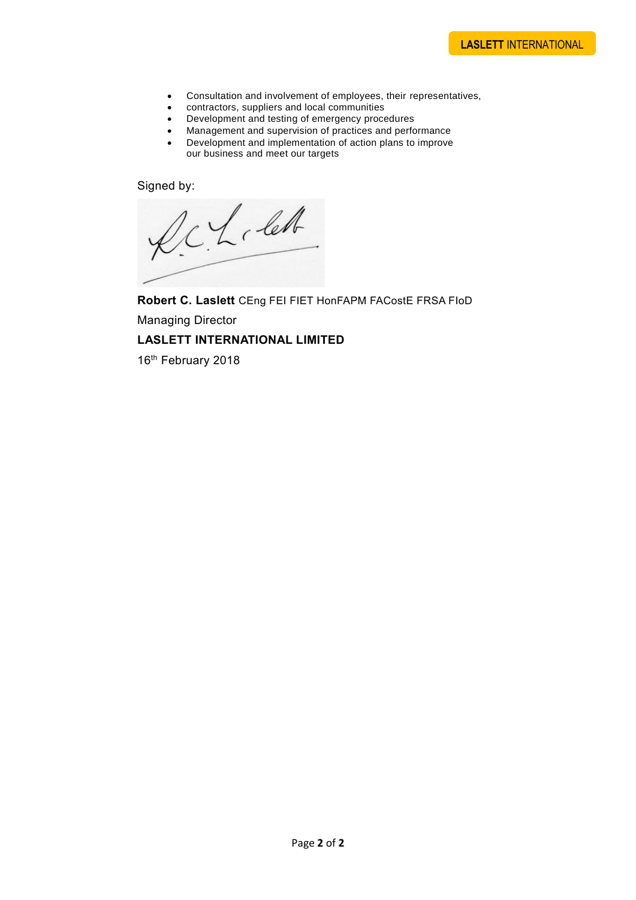- Consultation and involvement of employees, their representatives,
- contractors, suppliers and local communities
- Development and testing of emergency procedures
- Management and supervision of practices and performance
- Development and implementation of action plans to improve our business and meet our targets

Signed by:

**Robert C. Laslett** CEng FEI FIET HonFAPM FACostE FRSA FIoD

Managing Director

**LASLETT INTERNATIONAL LIMITED**

16th February 2018